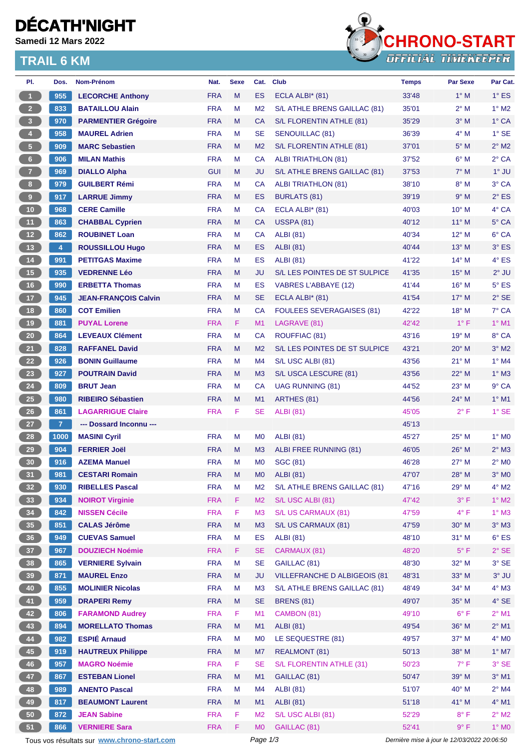# DÉCATH'NIGHT

**Samedi 12 Mars 2022**

## TRAIL 6 KM

CHRONO-START — OFFICIAL TIMEKEEPER

| Pl. | Dos. | Nom-Prénom | Nat. | Sexe | Cat. | Club | Temps | Par Sexe | Par Cat. |
|---|---|---|---|---|---|---|---|---|---|
| 1 | 955 | LECORCHE Anthony | FRA | M | ES | ECLA ALBI* (81) | 33'48 | 1° M | 1° ES |
| 2 | 833 | BATAILLOU Alain | FRA | M | M2 | S/L ATHLE BRENS GAILLAC (81) | 35'01 | 2° M | 1° M2 |
| 3 | 970 | PARMENTIER Grégoire | FRA | M | CA | S/L FLORENTIN ATHLE (81) | 35'29 | 3° M | 1° CA |
| 4 | 958 | MAUREL Adrien | FRA | M | SE | SENOUILLAC (81) | 36'39 | 4° M | 1° SE |
| 5 | 909 | MARC Sebastien | FRA | M | M2 | S/L FLORENTIN ATHLE (81) | 37'01 | 5° M | 2° M2 |
| 6 | 906 | MILAN Mathis | FRA | M | CA | ALBI TRIATHLON (81) | 37'52 | 6° M | 2° CA |
| 7 | 969 | DIALLO Alpha | GUI | M | JU | S/L ATHLE BRENS GAILLAC (81) | 37'53 | 7° M | 1° JU |
| 8 | 979 | GUILBERT Rémi | FRA | M | CA | ALBI TRIATHLON (81) | 38'10 | 8° M | 3° CA |
| 9 | 917 | LARRUE Jimmy | FRA | M | ES | BURLATS (81) | 39'19 | 9° M | 2° ES |
| 10 | 968 | CERE Camille | FRA | M | CA | ECLA ALBI* (81) | 40'03 | 10° M | 4° CA |
| 11 | 863 | CHABBAL Cyprien | FRA | M | CA | USSPA (81) | 40'12 | 11° M | 5° CA |
| 12 | 862 | ROUBINET Loan | FRA | M | CA | ALBI (81) | 40'34 | 12° M | 6° CA |
| 13 | 4 | ROUSSILLOU Hugo | FRA | M | ES | ALBI (81) | 40'44 | 13° M | 3° ES |
| 14 | 991 | PETITGAS Maxime | FRA | M | ES | ALBI (81) | 41'22 | 14° M | 4° ES |
| 15 | 935 | VEDRENNE Léo | FRA | M | JU | S/L LES POINTES DE ST SULPICE | 41'35 | 15° M | 2° JU |
| 16 | 990 | ERBETTA Thomas | FRA | M | ES | VABRES L'ABBAYE (12) | 41'44 | 16° M | 5° ES |
| 17 | 945 | JEAN-FRANÇOIS Calvin | FRA | M | SE | ECLA ALBI* (81) | 41'54 | 17° M | 2° SE |
| 18 | 860 | COT Emilien | FRA | M | CA | FOULEES SEVERAGAISES (81) | 42'22 | 18° M | 7° CA |
| 19 | 881 | PUYAL Lorene | FRA | F | M1 | LAGRAVE (81) | 42'42 | 1° F | 1° M1 |
| 20 | 864 | LEVEAUX Clément | FRA | M | CA | ROUFFIAC (81) | 43'16 | 19° M | 8° CA |
| 21 | 828 | RAFFANEL David | FRA | M | M2 | S/L LES POINTES DE ST SULPICE | 43'21 | 20° M | 3° M2 |
| 22 | 926 | BONIN Guillaume | FRA | M | M4 | S/L USC ALBI (81) | 43'56 | 21° M | 1° M4 |
| 23 | 927 | POUTRAIN David | FRA | M | M3 | S/L USCA LESCURE (81) | 43'56 | 22° M | 1° M3 |
| 24 | 809 | BRUT Jean | FRA | M | CA | UAG RUNNING (81) | 44'52 | 23° M | 9° CA |
| 25 | 980 | RIBEIRO Sébastien | FRA | M | M1 | ARTHES (81) | 44'56 | 24° M | 1° M1 |
| 26 | 861 | LAGARRIGUE Claire | FRA | F | SE | ALBI (81) | 45'05 | 2° F | 1° SE |
| 27 | 7 | --- Dossard Inconnu --- | | | | | 45'13 | | |
| 28 | 1000 | MASINI Cyril | FRA | M | M0 | ALBI (81) | 45'27 | 25° M | 1° M0 |
| 29 | 904 | FERRIER Joël | FRA | M | M3 | ALBI FREE RUNNING (81) | 46'05 | 26° M | 2° M3 |
| 30 | 916 | AZEMA Manuel | FRA | M | M0 | SGC (81) | 46'28 | 27° M | 2° M0 |
| 31 | 981 | CESTARI Romain | FRA | M | M0 | ALBI (81) | 47'07 | 28° M | 3° M0 |
| 32 | 930 | RIBELLES Pascal | FRA | M | M2 | S/L ATHLE BRENS GAILLAC (81) | 47'16 | 29° M | 4° M2 |
| 33 | 934 | NOIROT Virginie | FRA | F | M2 | S/L USC ALBI (81) | 47'42 | 3° F | 1° M2 |
| 34 | 842 | NISSEN Cécile | FRA | F | M3 | S/L US CARMAUX (81) | 47'59 | 4° F | 1° M3 |
| 35 | 851 | CALAS Jérôme | FRA | M | M3 | S/L US CARMAUX (81) | 47'59 | 30° M | 3° M3 |
| 36 | 949 | CUEVAS Samuel | FRA | M | ES | ALBI (81) | 48'10 | 31° M | 6° ES |
| 37 | 967 | DOUZIECH Noémie | FRA | F | SE | CARMAUX (81) | 48'20 | 5° F | 2° SE |
| 38 | 865 | VERNIERE Sylvain | FRA | M | SE | GAILLAC (81) | 48'30 | 32° M | 3° SE |
| 39 | 871 | MAUREL Enzo | FRA | M | JU | VILLEFRANCHE D ALBIGEOIS (81 | 48'31 | 33° M | 3° JU |
| 40 | 855 | MOLINIER Nicolas | FRA | M | M3 | S/L ATHLE BRENS GAILLAC (81) | 48'49 | 34° M | 4° M3 |
| 41 | 959 | DRAPERI Remy | FRA | M | SE | BRENS (81) | 49'07 | 35° M | 4° SE |
| 42 | 806 | FARAMOND Audrey | FRA | F | M1 | CAMBON (81) | 49'10 | 6° F | 2° M1 |
| 43 | 894 | MORELLATO Thomas | FRA | M | M1 | ALBI (81) | 49'54 | 36° M | 2° M1 |
| 44 | 982 | ESPIÉ Arnaud | FRA | M | M0 | LE SEQUESTRE (81) | 49'57 | 37° M | 4° M0 |
| 45 | 919 | HAUTREUX Philippe | FRA | M | M7 | REALMONT (81) | 50'13 | 38° M | 1° M7 |
| 46 | 957 | MAGRO Noémie | FRA | F | SE | S/L FLORENTIN ATHLE (31) | 50'23 | 7° F | 3° SE |
| 47 | 867 | ESTEBAN Lionel | FRA | M | M1 | GAILLAC (81) | 50'47 | 39° M | 3° M1 |
| 48 | 989 | ANENTO Pascal | FRA | M | M4 | ALBI (81) | 51'07 | 40° M | 2° M4 |
| 49 | 817 | BEAUMONT Laurent | FRA | M | M1 | ALBI (81) | 51'18 | 41° M | 4° M1 |
| 50 | 872 | JEAN Sabine | FRA | F | M2 | S/L USC ALBI (81) | 52'29 | 8° F | 2° M2 |
| 51 | 866 | VERNIERE Sara | FRA | F | M0 | GAILLAC (81) | 52'41 | 9° F | 1° M0 |

Tous vos résultats sur www.chrono-start.com — Dernière mise à jour le 12/03/2022 20:06:50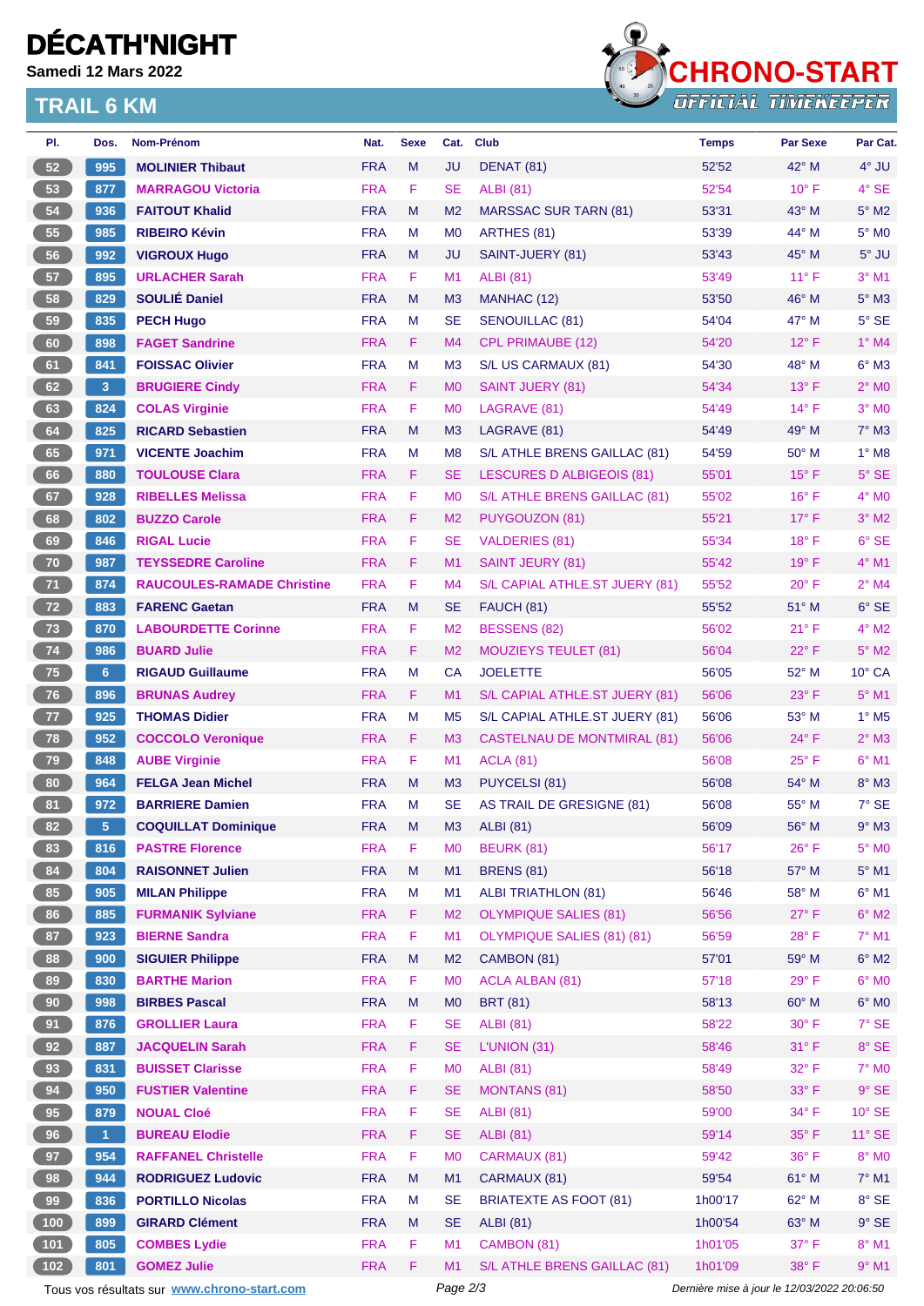# DÉCATH'NIGHT

Samedi 12 Mars 2022

## TRAIL 6 KM

CHRONO-START
OFFICIAL TIMEKEEPER

| Pl. | Dos. | Nom-Prénom | Nat. | Sexe | Cat. | Club | Temps | Par Sexe | Par Cat. |
|---|---|---|---|---|---|---|---|---|---|
| 52 | 995 | **MOLINIER Thibaut** | FRA | M | JU | DENAT (81) | 52'52 | 42° M | 4° JU |
| 53 | 877 | **MARRAGOU Victoria** | FRA | F | SE | ALBI (81) | 52'54 | 10° F | 4° SE |
| 54 | 936 | **FAITOUT Khalid** | FRA | M | M2 | MARSSAC SUR TARN (81) | 53'31 | 43° M | 5° M2 |
| 55 | 985 | **RIBEIRO Kévin** | FRA | M | M0 | ARTHES (81) | 53'39 | 44° M | 5° M0 |
| 56 | 992 | **VIGROUX Hugo** | FRA | M | JU | SAINT-JUERY (81) | 53'43 | 45° M | 5° JU |
| 57 | 895 | **URLACHER Sarah** | FRA | F | M1 | ALBI (81) | 53'49 | 11° F | 3° M1 |
| 58 | 829 | **SOULIÉ Daniel** | FRA | M | M3 | MANHAC (12) | 53'50 | 46° M | 5° M3 |
| 59 | 835 | **PECH Hugo** | FRA | M | SE | SENOUILLAC (81) | 54'04 | 47° M | 5° SE |
| 60 | 898 | **FAGET Sandrine** | FRA | F | M4 | CPL PRIMAUBE (12) | 54'20 | 12° F | 1° M4 |
| 61 | 841 | **FOISSAC Olivier** | FRA | M | M3 | S/L US CARMAUX (81) | 54'30 | 48° M | 6° M3 |
| 62 | 3 | **BRUGIERE Cindy** | FRA | F | M0 | SAINT JUERY (81) | 54'34 | 13° F | 2° M0 |
| 63 | 824 | **COLAS Virginie** | FRA | F | M0 | LAGRAVE (81) | 54'49 | 14° F | 3° M0 |
| 64 | 825 | **RICARD Sebastien** | FRA | M | M3 | LAGRAVE (81) | 54'49 | 49° M | 7° M3 |
| 65 | 971 | **VICENTE Joachim** | FRA | M | M8 | S/L ATHLE BRENS GAILLAC (81) | 54'59 | 50° M | 1° M8 |
| 66 | 880 | **TOULOUSE Clara** | FRA | F | SE | LESCURES D ALBIGEOIS (81) | 55'01 | 15° F | 5° SE |
| 67 | 928 | **RIBELLES Melissa** | FRA | F | M0 | S/L ATHLE BRENS GAILLAC (81) | 55'02 | 16° F | 4° M0 |
| 68 | 802 | **BUZZO Carole** | FRA | F | M2 | PUYGOUZON (81) | 55'21 | 17° F | 3° M2 |
| 69 | 846 | **RIGAL Lucie** | FRA | F | SE | VALDERIES (81) | 55'34 | 18° F | 6° SE |
| 70 | 987 | **TEYSSEDRE Caroline** | FRA | F | M1 | SAINT JEURY (81) | 55'42 | 19° F | 4° M1 |
| 71 | 874 | **RAUCOULES-RAMADE Christine** | FRA | F | M4 | S/L CAPIAL ATHLE.ST JUERY (81) | 55'52 | 20° F | 2° M4 |
| 72 | 883 | **FARENC Gaetan** | FRA | M | SE | FAUCH (81) | 55'52 | 51° M | 6° SE |
| 73 | 870 | **LABOURDETTE Corinne** | FRA | F | M2 | BESSENS (82) | 56'02 | 21° F | 4° M2 |
| 74 | 986 | **BUARD Julie** | FRA | F | M2 | MOUZIEYS TEULET (81) | 56'04 | 22° F | 5° M2 |
| 75 | 6 | **RIGAUD Guillaume** | FRA | M | CA | JOELETTE | 56'05 | 52° M | 10° CA |
| 76 | 896 | **BRUNAS Audrey** | FRA | F | M1 | S/L CAPIAL ATHLE.ST JUERY (81) | 56'06 | 23° F | 5° M1 |
| 77 | 925 | **THOMAS Didier** | FRA | M | M5 | S/L CAPIAL ATHLE.ST JUERY (81) | 56'06 | 53° M | 1° M5 |
| 78 | 952 | **COCCOLO Veronique** | FRA | F | M3 | CASTELNAU DE MONTMIRAL (81) | 56'06 | 24° F | 2° M3 |
| 79 | 848 | **AUBE Virginie** | FRA | F | M1 | ACLA (81) | 56'08 | 25° F | 6° M1 |
| 80 | 964 | **FELGA Jean Michel** | FRA | M | M3 | PUYCELSI (81) | 56'08 | 54° M | 8° M3 |
| 81 | 972 | **BARRIERE Damien** | FRA | M | SE | AS TRAIL DE GRESIGNE (81) | 56'08 | 55° M | 7° SE |
| 82 | 5 | **COQUILLAT Dominique** | FRA | M | M3 | ALBI (81) | 56'09 | 56° M | 9° M3 |
| 83 | 816 | **PASTRE Florence** | FRA | F | M0 | BEURK (81) | 56'17 | 26° F | 5° M0 |
| 84 | 804 | **RAISONNET Julien** | FRA | M | M1 | BRENS (81) | 56'18 | 57° M | 5° M1 |
| 85 | 905 | **MILAN Philippe** | FRA | M | M1 | ALBI TRIATHLON (81) | 56'46 | 58° M | 6° M1 |
| 86 | 885 | **FURMANIK Sylviane** | FRA | F | M2 | OLYMPIQUE SALIES (81) | 56'56 | 27° F | 6° M2 |
| 87 | 923 | **BIERNE Sandra** | FRA | F | M1 | OLYMPIQUE SALIES (81) (81) | 56'59 | 28° F | 7° M1 |
| 88 | 900 | **SIGUIER Philippe** | FRA | M | M2 | CAMBON (81) | 57'01 | 59° M | 6° M2 |
| 89 | 830 | **BARTHE Marion** | FRA | F | M0 | ACLA ALBAN (81) | 57'18 | 29° F | 6° M0 |
| 90 | 998 | **BIRBES Pascal** | FRA | M | M0 | BRT (81) | 58'13 | 60° M | 6° M0 |
| 91 | 876 | **GROLLIER Laura** | FRA | F | SE | ALBI (81) | 58'22 | 30° F | 7° SE |
| 92 | 887 | **JACQUELIN Sarah** | FRA | F | SE | L'UNION (31) | 58'46 | 31° F | 8° SE |
| 93 | 831 | **BUISSET Clarisse** | FRA | F | M0 | ALBI (81) | 58'49 | 32° F | 7° M0 |
| 94 | 950 | **FUSTIER Valentine** | FRA | F | SE | MONTANS (81) | 58'50 | 33° F | 9° SE |
| 95 | 879 | **NOUAL Cloé** | FRA | F | SE | ALBI (81) | 59'00 | 34° F | 10° SE |
| 96 | 1 | **BUREAU Elodie** | FRA | F | SE | ALBI (81) | 59'14 | 35° F | 11° SE |
| 97 | 954 | **RAFFANEL Christelle** | FRA | F | M0 | CARMAUX (81) | 59'42 | 36° F | 8° M0 |
| 98 | 944 | **RODRIGUEZ Ludovic** | FRA | M | M1 | CARMAUX (81) | 59'54 | 61° M | 7° M1 |
| 99 | 836 | **PORTILLO Nicolas** | FRA | M | SE | BRIATEXTE AS FOOT (81) | 1h00'17 | 62° M | 8° SE |
| 100 | 899 | **GIRARD Clément** | FRA | M | SE | ALBI (81) | 1h00'54 | 63° M | 9° SE |
| 101 | 805 | **COMBES Lydie** | FRA | F | M1 | CAMBON (81) | 1h01'05 | 37° F | 8° M1 |
| 102 | 801 | **GOMEZ Julie** | FRA | F | M1 | S/L ATHLE BRENS GAILLAC (81) | 1h01'09 | 38° F | 9° M1 |

Tous vos résultats sur www.chrono-start.com — Dernière mise à jour le 12/03/2022 20:06:50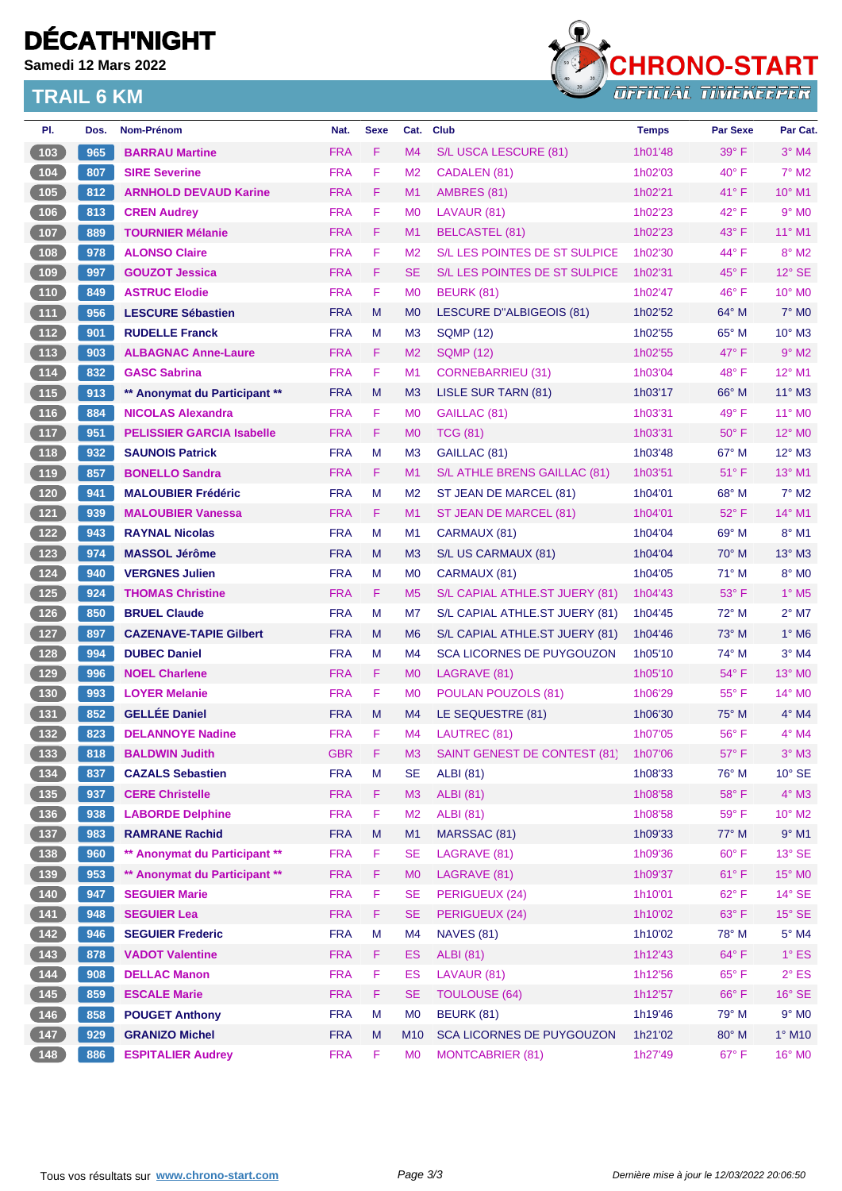# DÉCATH'NIGHT

**Samedi 12 Mars 2022**

## TRAIL 6 KM

| Pl. | Dos. | Nom-Prénom | Nat. | Sexe | Cat. | Club | Temps | Par Sexe | Par Cat. |
|---|---|---|---|---|---|---|---|---|---|
| 103 | 965 | BARRAU Martine | FRA | F | M4 | S/L USCA LESCURE (81) | 1h01'48 | 39° F | 3° M4 |
| 104 | 807 | SIRE Severine | FRA | F | M2 | CADALEN (81) | 1h02'03 | 40° F | 7° M2 |
| 105 | 812 | ARNHOLD DEVAUD Karine | FRA | F | M1 | AMBRES (81) | 1h02'21 | 41° F | 10° M1 |
| 106 | 813 | CREN Audrey | FRA | F | M0 | LAVAUR (81) | 1h02'23 | 42° F | 9° M0 |
| 107 | 889 | TOURNIER Mélanie | FRA | F | M1 | BELCASTEL (81) | 1h02'23 | 43° F | 11° M1 |
| 108 | 978 | ALONSO Claire | FRA | F | M2 | S/L LES POINTES DE ST SULPICE | 1h02'30 | 44° F | 8° M2 |
| 109 | 997 | GOUZOT Jessica | FRA | F | SE | S/L LES POINTES DE ST SULPICE | 1h02'31 | 45° F | 12° SE |
| 110 | 849 | ASTRUC Elodie | FRA | F | M0 | BEURK (81) | 1h02'47 | 46° F | 10° M0 |
| 111 | 956 | LESCURE Sébastien | FRA | M | M0 | LESCURE D"ALBIGEOIS (81) | 1h02'52 | 64° M | 7° M0 |
| 112 | 901 | RUDELLE Franck | FRA | M | M3 | SQMP (12) | 1h02'55 | 65° M | 10° M3 |
| 113 | 903 | ALBAGNAC Anne-Laure | FRA | F | M2 | SQMP (12) | 1h02'55 | 47° F | 9° M2 |
| 114 | 832 | GASC Sabrina | FRA | F | M1 | CORNEBARRIEU (31) | 1h03'04 | 48° F | 12° M1 |
| 115 | 913 | ** Anonymat du Participant ** | FRA | M | M3 | LISLE SUR TARN (81) | 1h03'17 | 66° M | 11° M3 |
| 116 | 884 | NICOLAS Alexandra | FRA | F | M0 | GAILLAC (81) | 1h03'31 | 49° F | 11° M0 |
| 117 | 951 | PELISSIER GARCIA Isabelle | FRA | F | M0 | TCG (81) | 1h03'31 | 50° F | 12° M0 |
| 118 | 932 | SAUNOIS Patrick | FRA | M | M3 | GAILLAC (81) | 1h03'48 | 67° M | 12° M3 |
| 119 | 857 | BONELLO Sandra | FRA | F | M1 | S/L ATHLE BRENS GAILLAC (81) | 1h03'51 | 51° F | 13° M1 |
| 120 | 941 | MALOUBIER Frédéric | FRA | M | M2 | ST JEAN DE MARCEL (81) | 1h04'01 | 68° M | 7° M2 |
| 121 | 939 | MALOUBIER Vanessa | FRA | F | M1 | ST JEAN DE MARCEL (81) | 1h04'01 | 52° F | 14° M1 |
| 122 | 943 | RAYNAL Nicolas | FRA | M | M1 | CARMAUX (81) | 1h04'04 | 69° M | 8° M1 |
| 123 | 974 | MASSOL Jérôme | FRA | M | M3 | S/L US CARMAUX (81) | 1h04'04 | 70° M | 13° M3 |
| 124 | 940 | VERGNES Julien | FRA | M | M0 | CARMAUX (81) | 1h04'05 | 71° M | 8° M0 |
| 125 | 924 | THOMAS Christine | FRA | F | M5 | S/L CAPIAL ATHLE.ST JUERY (81) | 1h04'43 | 53° F | 1° M5 |
| 126 | 850 | BRUEL Claude | FRA | M | M7 | S/L CAPIAL ATHLE.ST JUERY (81) | 1h04'45 | 72° M | 2° M7 |
| 127 | 897 | CAZENAVE-TAPIE Gilbert | FRA | M | M6 | S/L CAPIAL ATHLE.ST JUERY (81) | 1h04'46 | 73° M | 1° M6 |
| 128 | 994 | DUBEC Daniel | FRA | M | M4 | SCA LICORNES DE PUYGOUZON | 1h05'10 | 74° M | 3° M4 |
| 129 | 996 | NOEL Charlene | FRA | F | M0 | LAGRAVE (81) | 1h05'10 | 54° F | 13° M0 |
| 130 | 993 | LOYER Melanie | FRA | F | M0 | POULAN POUZOLS (81) | 1h06'29 | 55° F | 14° M0 |
| 131 | 852 | GELLÉE Daniel | FRA | M | M4 | LE SEQUESTRE (81) | 1h06'30 | 75° M | 4° M4 |
| 132 | 823 | DELANNOYE Nadine | FRA | F | M4 | LAUTREC (81) | 1h07'05 | 56° F | 4° M4 |
| 133 | 818 | BALDWIN Judith | GBR | F | M3 | SAINT GENEST DE CONTEST (81) | 1h07'06 | 57° F | 3° M3 |
| 134 | 837 | CAZALS Sebastien | FRA | M | SE | ALBI (81) | 1h08'33 | 76° M | 10° SE |
| 135 | 937 | CERE Christelle | FRA | F | M3 | ALBI (81) | 1h08'58 | 58° F | 4° M3 |
| 136 | 938 | LABORDE Delphine | FRA | F | M2 | ALBI (81) | 1h08'58 | 59° F | 10° M2 |
| 137 | 983 | RAMRANE Rachid | FRA | M | M1 | MARSSAC (81) | 1h09'33 | 77° M | 9° M1 |
| 138 | 960 | ** Anonymat du Participant ** | FRA | F | SE | LAGRAVE (81) | 1h09'36 | 60° F | 13° SE |
| 139 | 953 | ** Anonymat du Participant ** | FRA | F | M0 | LAGRAVE (81) | 1h09'37 | 61° F | 15° M0 |
| 140 | 947 | SEGUIER Marie | FRA | F | SE | PERIGUEUX (24) | 1h10'01 | 62° F | 14° SE |
| 141 | 948 | SEGUIER Lea | FRA | F | SE | PERIGUEUX (24) | 1h10'02 | 63° F | 15° SE |
| 142 | 946 | SEGUIER Frederic | FRA | M | M4 | NAVES (81) | 1h10'02 | 78° M | 5° M4 |
| 143 | 878 | VADOT Valentine | FRA | F | ES | ALBI (81) | 1h12'43 | 64° F | 1° ES |
| 144 | 908 | DELLAC Manon | FRA | F | ES | LAVAUR (81) | 1h12'56 | 65° F | 2° ES |
| 145 | 859 | ESCALE Marie | FRA | F | SE | TOULOUSE (64) | 1h12'57 | 66° F | 16° SE |
| 146 | 858 | POUGET Anthony | FRA | M | M0 | BEURK (81) | 1h19'46 | 79° M | 9° M0 |
| 147 | 929 | GRANIZO Michel | FRA | M | M10 | SCA LICORNES DE PUYGOUZON | 1h21'02 | 80° M | 1° M10 |
| 148 | 886 | ESPITALIER Audrey | FRA | F | M0 | MONTCABRIER (81) | 1h27'49 | 67° F | 16° M0 |

Tous vos résultats sur www.chrono-start.com

*Dernière mise à jour le 12/03/2022 20:06:50*